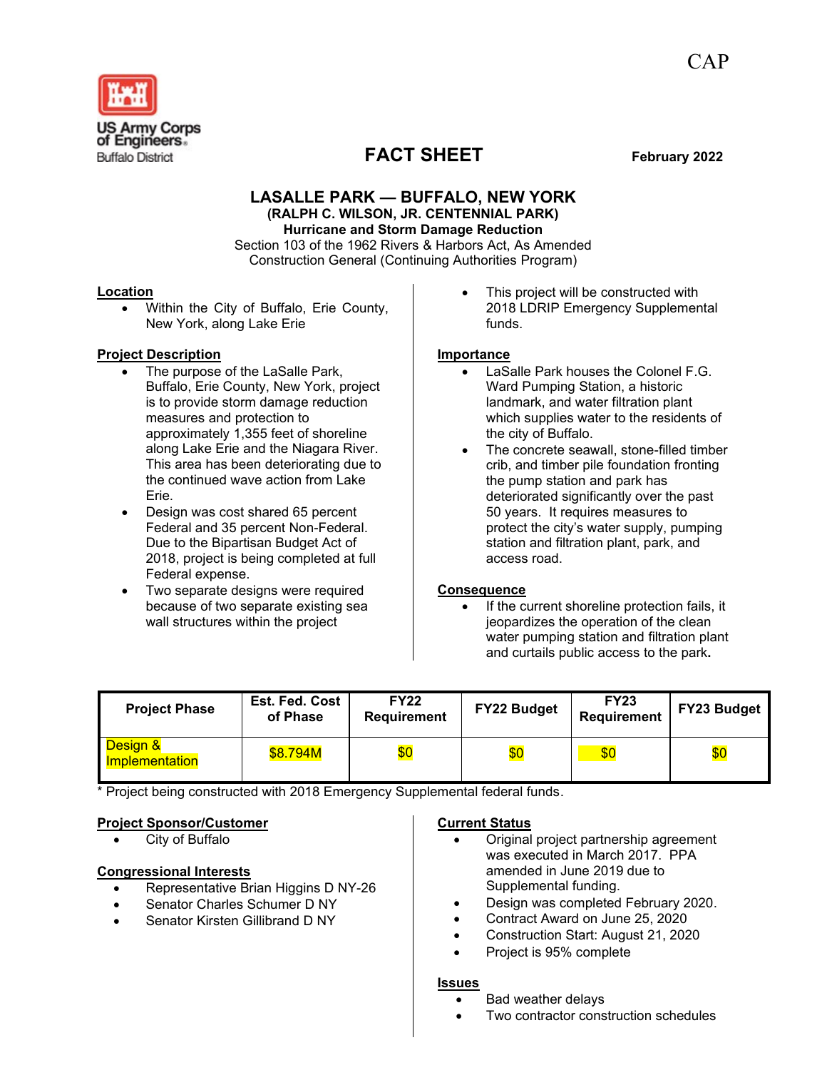CAP

US Army Corps of Engineers
Buffalo District

# FACT SHEET

**February 2022**

## LASALLE PARK — BUFFALO, NEW YORK

**(RALPH C. WILSON, JR. CENTENNIAL PARK)**
**Hurricane and Storm Damage Reduction**
Section 103 of the 1962 Rivers & Harbors Act, As Amended
Construction General (Continuing Authorities Program)

**Location**

- Within the City of Buffalo, Erie County, New York, along Lake Erie

**Project Description**

- The purpose of the LaSalle Park, Buffalo, Erie County, New York, project is to provide storm damage reduction measures and protection to approximately 1,355 feet of shoreline along Lake Erie and the Niagara River. This area has been deteriorating due to the continued wave action from Lake Erie.
- Design was cost shared 65 percent Federal and 35 percent Non-Federal. Due to the Bipartisan Budget Act of 2018, project is being completed at full Federal expense.
- Two separate designs were required because of two separate existing sea wall structures within the project
- This project will be constructed with 2018 LDRIP Emergency Supplemental funds.

**Importance**

- LaSalle Park houses the Colonel F.G. Ward Pumping Station, a historic landmark, and water filtration plant which supplies water to the residents of the city of Buffalo.
- The concrete seawall, stone-filled timber crib, and timber pile foundation fronting the pump station and park has deteriorated significantly over the past 50 years. It requires measures to protect the city's water supply, pumping station and filtration plant, park, and access road.

**Consequence**

- If the current shoreline protection fails, it jeopardizes the operation of the clean water pumping station and filtration plant and curtails public access to the park.

| Project Phase | Est. Fed. Cost of Phase | FY22 Requirement | FY22 Budget | FY23 Requirement | FY23 Budget |
|---|---|---|---|---|---|
| Design & Implementation | $8.794M | $0 | $0 | $0 | $0 |

\* Project being constructed with 2018 Emergency Supplemental federal funds.

**Project Sponsor/Customer**

- City of Buffalo

**Congressional Interests**

- Representative Brian Higgins D NY-26
- Senator Charles Schumer D NY
- Senator Kirsten Gillibrand D NY

**Current Status**

- Original project partnership agreement was executed in March 2017. PPA amended in June 2019 due to Supplemental funding.
- Design was completed February 2020.
- Contract Award on June 25, 2020
- Construction Start: August 21, 2020
- Project is 95% complete

**Issues**

- Bad weather delays
- Two contractor construction schedules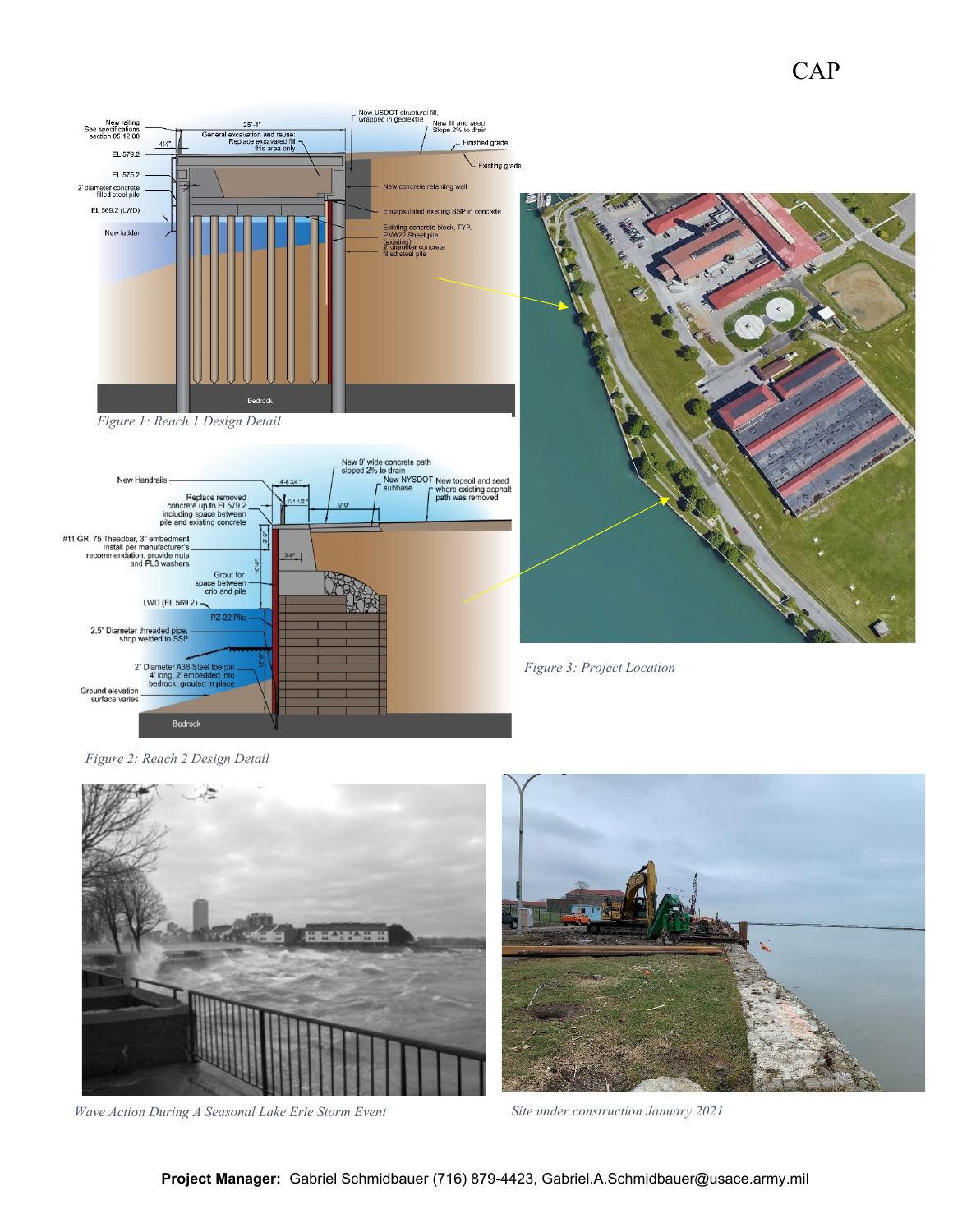CAP

New railing
See specifications
section 05 12 00

25'-4"

New USDOT structural fill,
wrapped in geotextile

New fill and seed
Slope 2% to drain

General excavation and reuse;
Replace excavated fill
this area only

Finished grade

Existing grade

4½"

EL 579.2

EL 575.2

2' diameter concrete
filled steel pile

New concrete retaining wall

EL 569.2 (LWD)

Encapsulated existing SSP in concrete

New ladder

Existing concrete block, TYP.
PMA22 Sheet pile
(existing)
2' diameter concrete
filled steel pile

Bedrock

*Figure 1: Reach 1 Design Detail*

New 9' wide concrete path
sloped 2% to drain

New Handrails

4'-8 3/4"

New NYSDOT
subbase

New topsoil and seed
where existing asphalt
path was removed

Replace removed
concrete up to EL579.2
including space between
pile and existing concrete

1'-1 1/2"

9'-0"

#11 GR. 75 Theadbar, 3" embedment
Install per manufacturer's
recommendation, provide nuts
and PL3 washers

3'-0"

10'-0"

Grout for
space between
crib and pile

LWD (EL 569.2)

PZ-22 Pile

2.5" Diameter threaded pipe,
shop welded to SSP

2" Diameter A36 Steel toe pin
4' long, 2' embedded into
bedrock, grouted in place

Ground elevation
surface varies

Bedrock

*Figure 2: Reach 2 Design Detail*

*Figure 3: Project Location*

*Wave Action During A Seasonal Lake Erie Storm Event*

*Site under construction January 2021*

**Project Manager:** Gabriel Schmidbauer (716) 879-4423, Gabriel.A.Schmidbauer@usace.army.mil